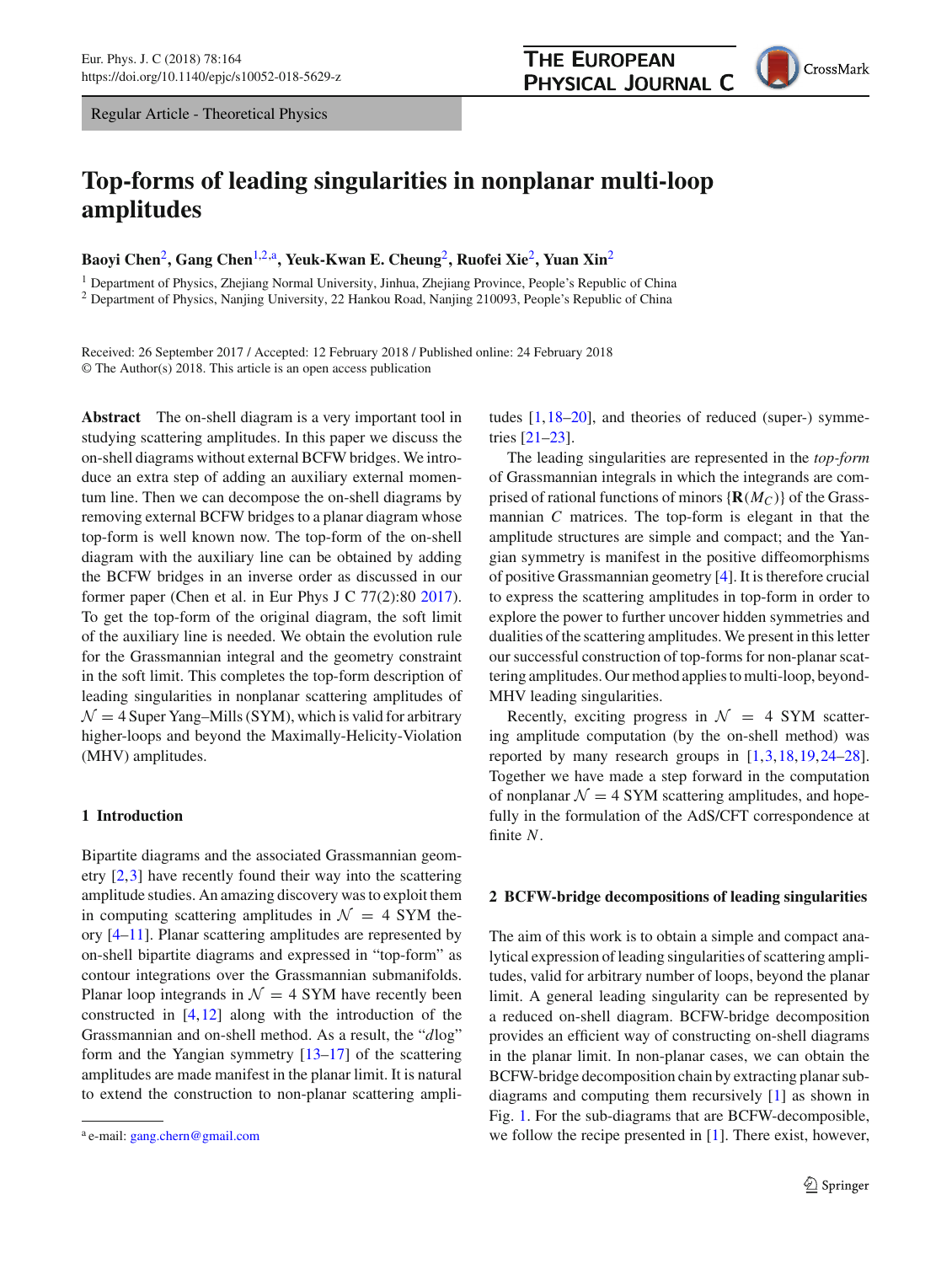Regular Article - Theoretical Physics

# Top-forms of leading singularities in nonplanar multi-loop amplitudes

**Baoyi Chen[2], Gang Chen[1,2,a], Yeuk-Kwan E. Cheung[2], Ruofei Xie[2], Yuan Xin[2]**

[1] Department of Physics, Zhejiang Normal University, Jinhua, Zhejiang Province, People's Republic of China
[2] Department of Physics, Nanjing University, 22 Hankou Road, Nanjing 210093, People's Republic of China

Received: 26 September 2017 / Accepted: 12 February 2018 / Published online: 24 February 2018
© The Author(s) 2018. This article is an open access publication

**Abstract** The on-shell diagram is a very important tool in studying scattering amplitudes. In this paper we discuss the on-shell diagrams without external BCFW bridges. We introduce an extra step of adding an auxiliary external momentum line. Then we can decompose the on-shell diagrams by removing external BCFW bridges to a planar diagram whose top-form is well known now. The top-form of the on-shell diagram with the auxiliary line can be obtained by adding the BCFW bridges in an inverse order as discussed in our former paper (Chen et al. in Eur Phys J C 77(2):80 2017). To get the top-form of the original diagram, the soft limit of the auxiliary line is needed. We obtain the evolution rule for the Grassmannian integral and the geometry constraint in the soft limit. This completes the top-form description of leading singularities in nonplanar scattering amplitudes of $\mathcal{N}=4$ Super Yang–Mills (SYM), which is valid for arbitrary higher-loops and beyond the Maximally-Helicity-Violation (MHV) amplitudes.

## 1 Introduction

Bipartite diagrams and the associated Grassmannian geometry [2,3] have recently found their way into the scattering amplitude studies. An amazing discovery was to exploit them in computing scattering amplitudes in $\mathcal{N}=4$ SYM theory [4–11]. Planar scattering amplitudes are represented by on-shell bipartite diagrams and expressed in "top-form" as contour integrations over the Grassmannian submanifolds. Planar loop integrands in $\mathcal{N}=4$ SYM have recently been constructed in [4,12] along with the introduction of the Grassmannian and on-shell method. As a result, the "$d$log" form and the Yangian symmetry [13–17] of the scattering amplitudes are made manifest in the planar limit. It is natural to extend the construction to non-planar scattering amplitudes [1,18–20], and theories of reduced (super-) symmetries [21–23].

The leading singularities are represented in the *top-form* of Grassmannian integrals in which the integrands are comprised of rational functions of minors $\{\mathbf{R}(M_C)\}$ of the Grassmannian $C$ matrices. The top-form is elegant in that the amplitude structures are simple and compact; and the Yangian symmetry is manifest in the positive diffeomorphisms of positive Grassmannian geometry [4]. It is therefore crucial to express the scattering amplitudes in top-form in order to explore the power to further uncover hidden symmetries and dualities of the scattering amplitudes. We present in this letter our successful construction of top-forms for non-planar scattering amplitudes. Our method applies to multi-loop, beyond-MHV leading singularities.

Recently, exciting progress in $\mathcal{N}=4$ SYM scattering amplitude computation (by the on-shell method) was reported by many research groups in [1,3,18,19,24–28]. Together we have made a step forward in the computation of nonplanar $\mathcal{N}=4$ SYM scattering amplitudes, and hopefully in the formulation of the AdS/CFT correspondence at finite $N$.

## 2 BCFW-bridge decompositions of leading singularities

The aim of this work is to obtain a simple and compact analytical expression of leading singularities of scattering amplitudes, valid for arbitrary number of loops, beyond the planar limit. A general leading singularity can be represented by a reduced on-shell diagram. BCFW-bridge decomposition provides an efficient way of constructing on-shell diagrams in the planar limit. In non-planar cases, we can obtain the BCFW-bridge decomposition chain by extracting planar sub-diagrams and computing them recursively [1] as shown in Fig. 1. For the sub-diagrams that are BCFW-decomposible, we follow the recipe presented in [1]. There exist, however,

[a] e-mail: gang.chern@gmail.com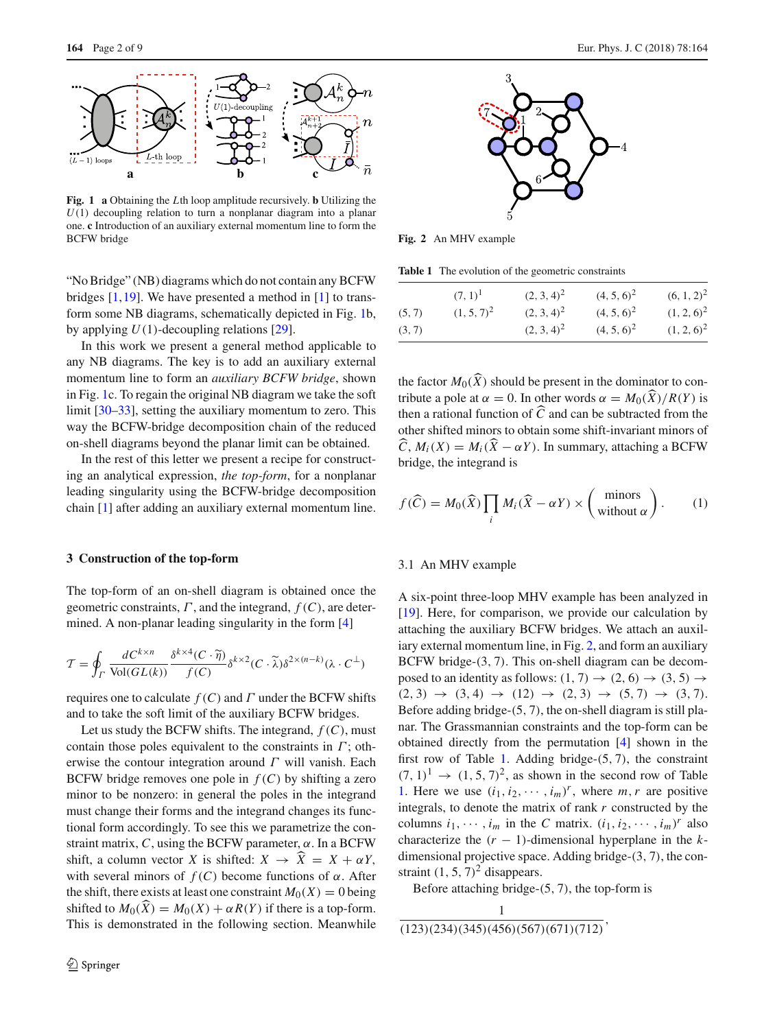**Fig. 1** **a** Obtaining the $L$th loop amplitude recursively. **b** Utilizing the $U(1)$ decoupling relation to turn a nonplanar diagram into a planar one. **c** Introduction of an auxiliary external momentum line to form the BCFW bridge

"No Bridge" (NB) diagrams which do not contain any BCFW bridges [1,19]. We have presented a method in [1] to transform some NB diagrams, schematically depicted in Fig. 1b, by applying $U(1)$-decoupling relations [29].

In this work we present a general method applicable to any NB diagrams. The key is to add an auxiliary external momentum line to form an *auxiliary BCFW bridge*, shown in Fig. 1c. To regain the original NB diagram we take the soft limit [30–33], setting the auxiliary momentum to zero. This way the BCFW-bridge decomposition chain of the reduced on-shell diagrams beyond the planar limit can be obtained.

In the rest of this letter we present a recipe for constructing an analytical expression, *the top-form*, for a nonplanar leading singularity using the BCFW-bridge decomposition chain [1] after adding an auxiliary external momentum line.

## 3 Construction of the top-form

The top-form of an on-shell diagram is obtained once the geometric constraints, $\Gamma$, and the integrand, $f(C)$, are determined. A non-planar leading singularity in the form [4]

$$\mathcal{T} = \oint_{\Gamma} \frac{dC^{k\times n}}{\text{Vol}(GL(k))} \frac{\delta^{k\times 4}(C\cdot\widetilde{\eta})}{f(C)} \delta^{k\times 2}(C\cdot\widetilde{\lambda})\delta^{2\times(n-k)}(\lambda\cdot C^{\perp})$$

requires one to calculate $f(C)$ and $\Gamma$ under the BCFW shifts and to take the soft limit of the auxiliary BCFW bridges.

Let us study the BCFW shifts. The integrand, $f(C)$, must contain those poles equivalent to the constraints in $\Gamma$; otherwise the contour integration around $\Gamma$ will vanish. Each BCFW bridge removes one pole in $f(C)$ by shifting a zero minor to be nonzero: in general the poles in the integrand must change their forms and the integrand changes its functional form accordingly. To see this we parametrize the constraint matrix, $C$, using the BCFW parameter, $\alpha$. In a BCFW shift, a column vector $X$ is shifted: $X \to \widehat{X} = X + \alpha Y$, with several minors of $f(C)$ become functions of $\alpha$. After the shift, there exists at least one constraint $M_0(X) = 0$ being shifted to $M_0(\widehat{X}) = M_0(X) + \alpha R(Y)$ if there is a top-form. This is demonstrated in the following section. Meanwhile the factor $M_0(\widehat{X})$ should be present in the dominator to contribute a pole at $\alpha = 0$. In other words $\alpha = M_0(\widehat{X})/R(Y)$ is then a rational function of $\widehat{C}$ and can be subtracted from the other shifted minors to obtain some shift-invariant minors of $\widehat{C}$, $M_i(X) = M_i(\widehat{X} - \alpha Y)$. In summary, attaching a BCFW bridge, the integrand is

$$f(\widehat{C}) = M_0(\widehat{X}) \prod_i M_i(\widehat{X} - \alpha Y) \times \left(\begin{array}{c}\text{minors}\\ \text{without } \alpha\end{array}\right). \tag{1}$$

**Fig. 2** An MHV example

**Table 1** The evolution of the geometric constraints

| | | | | |
|---|---|---|---|---|
| | $(7,1)^1$ | $(2,3,4)^2$ | $(4,5,6)^2$ | $(6,1,2)^2$ |
| $(5,7)$ | $(1,5,7)^2$ | $(2,3,4)^2$ | $(4,5,6)^2$ | $(1,2,6)^2$ |
| $(3,7)$ | | $(2,3,4)^2$ | $(4,5,6)^2$ | $(1,2,6)^2$ |

### 3.1 An MHV example

A six-point three-loop MHV example has been analyzed in [19]. Here, for comparison, we provide our calculation by attaching the auxiliary BCFW bridges. We attach an auxiliary external momentum line, in Fig. 2, and form an auxiliary BCFW bridge-(3, 7). This on-shell diagram can be decomposed to an identity as follows: $(1,7) \to (2,6) \to (3,5) \to (2,3) \to (3,4) \to (12) \to (2,3) \to (5,7) \to (3,7)$. Before adding bridge-(5, 7), the on-shell diagram is still planar. The Grassmannian constraints and the top-form can be obtained directly from the permutation [4] shown in the first row of Table 1. Adding bridge-(5, 7), the constraint $(7,1)^1 \to (1,5,7)^2$, as shown in the second row of Table 1. Here we use $(i_1, i_2, \cdots, i_m)^r$, where $m, r$ are positive integrals, to denote the matrix of rank $r$ constructed by the columns $i_1, \cdots, i_m$ in the $C$ matrix. $(i_1, i_2, \cdots, i_m)^r$ also characterize the $(r-1)$-dimensional hyperplane in the $k$-dimensional projective space. Adding bridge-(3, 7), the constraint $(1,5,7)^2$ disappears.

Before attaching bridge-(5, 7), the top-form is

$$\frac{1}{(123)(234)(345)(456)(567)(671)(712)},$$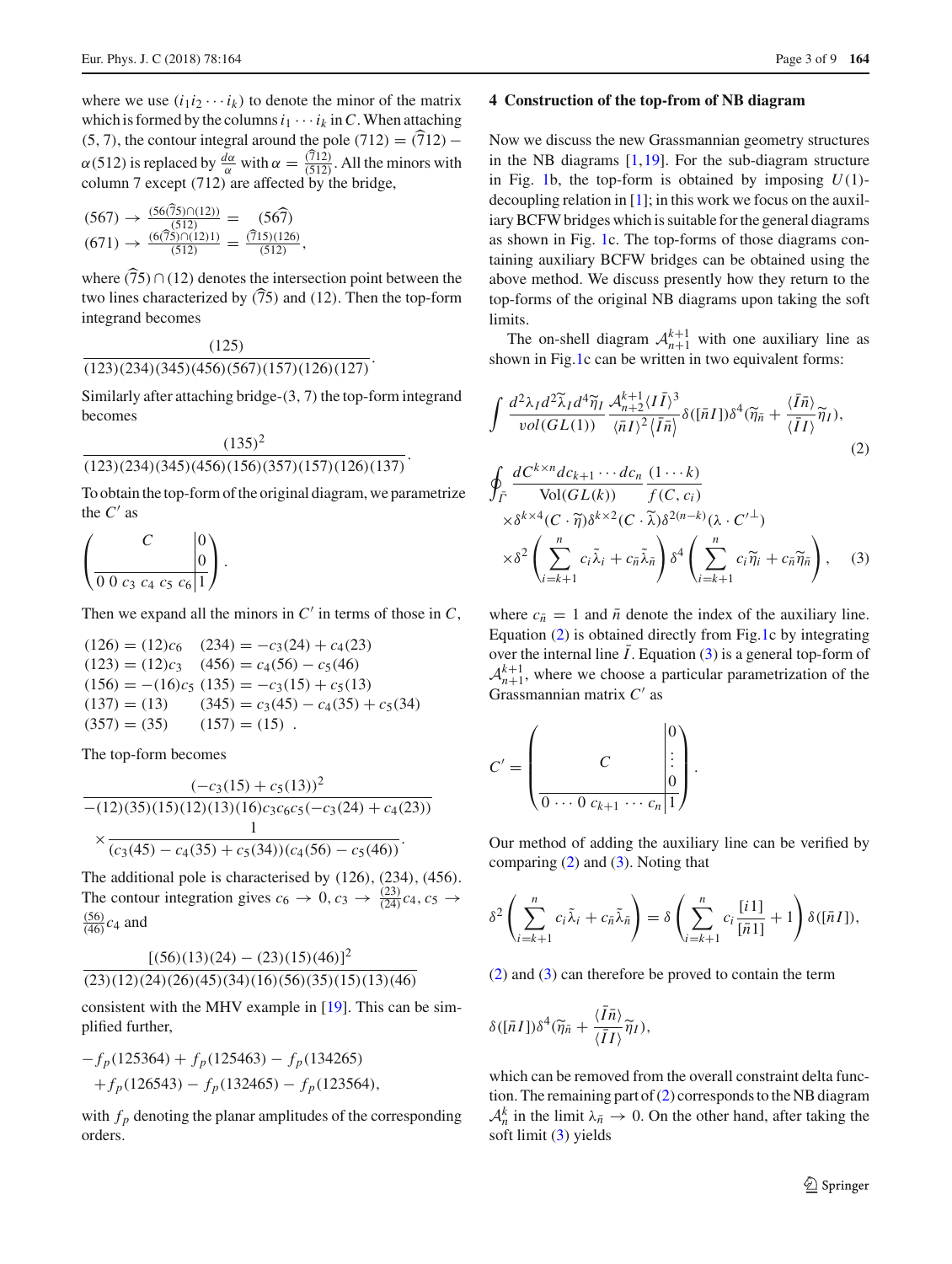where we use $(i_1 i_2 \cdots i_k)$ to denote the minor of the matrix which is formed by the columns $i_1 \cdots i_k$ in $C$. When attaching $(5,7)$, the contour integral around the pole $(712) = (\widehat{7}12) - \alpha(512)$ is replaced by $\frac{d\alpha}{\alpha}$ with $\alpha = \frac{(\widehat{7}12)}{(512)}$. All the minors with column 7 except (712) are affected by the bridge,

$$
\begin{aligned}
(567) &\rightarrow \frac{(56(\widehat{7}5)\cap(12))}{(512)} = \quad (56\widehat{7}) \\
(671) &\rightarrow \frac{(6(\widehat{7}5)\cap(12)1)}{(512)} = \frac{(\widehat{7}15)(126)}{(512)},
\end{aligned}
$$

where $(\widehat{7}5)\cap(12)$ denotes the intersection point between the two lines characterized by $(\widehat{7}5)$ and $(12)$. Then the top-form integrand becomes

$$
\frac{(125)}{(123)(234)(345)(456)(567)(157)(126)(127)}.
$$

Similarly after attaching bridge-$(3,7)$ the top-form integrand becomes

$$
\frac{(135)^2}{(123)(234)(345)(456)(156)(357)(157)(126)(137)}.
$$

To obtain the top-form of the original diagram, we parametrize the $C'$ as

$$
\left(\begin{array}{cccc|c} & & C & & \begin{array}{c}0\\0\end{array} \\ \hline 0\ 0 & c_3 & c_4\ c_5 & c_6 & 1 \end{array}\right).
$$

Then we expand all the minors in $C'$ in terms of those in $C$,

$$
\begin{aligned}
(126) &= (12)c_6 \quad & (234) &= -c_3(24) + c_4(23) \\
(123) &= (12)c_3 \quad & (456) &= c_4(56) - c_5(46) \\
(156) &= -(16)c_5 \quad & (135) &= -c_3(15) + c_5(13) \\
(137) &= (13) \quad & (345) &= c_3(45) - c_4(35) + c_5(34) \\
(357) &= (35) \quad & (157) &= (15) \quad .
\end{aligned}
$$

The top-form becomes

$$
\begin{aligned}
&\frac{(-c_3(15) + c_5(13))^2}{-(12)(35)(15)(12)(13)(16)c_3c_6c_5(-c_3(24) + c_4(23))} \\
&\times \frac{1}{(c_3(45) - c_4(35) + c_5(34))(c_4(56) - c_5(46))}.
\end{aligned}
$$

The additional pole is characterised by (126), (234), (456). The contour integration gives $c_6 \rightarrow 0$, $c_3 \rightarrow \frac{(23)}{(24)}c_4$, $c_5 \rightarrow \frac{(56)}{(46)}c_4$ and

$$
\frac{[(56)(13)(24) - (23)(15)(46)]^2}{(23)(12)(24)(26)(45)(34)(16)(56)(35)(15)(13)(46)}
$$

consistent with the MHV example in [19]. This can be simplified further,

$$
\begin{aligned}
&-f_p(125364) + f_p(125463) - f_p(134265) \\
&+ f_p(126543) - f_p(132465) - f_p(123564),
\end{aligned}
$$

with $f_p$ denoting the planar amplitudes of the corresponding orders.

## 4 Construction of the top-from of NB diagram

Now we discuss the new Grassmannian geometry structures in the NB diagrams [1,19]. For the sub-diagram structure in Fig. 1b, the top-form is obtained by imposing $U(1)$-decoupling relation in [1]; in this work we focus on the auxiliary BCFW bridges which is suitable for the general diagrams as shown in Fig. 1c. The top-forms of those diagrams containing auxiliary BCFW bridges can be obtained using the above method. We discuss presently how they return to the top-forms of the original NB diagrams upon taking the soft limits.

The on-shell diagram $\mathcal{A}^{k+1}_{n+1}$ with one auxiliary line as shown in Fig. 1c can be written in two equivalent forms:

$$
\int \frac{d^2\lambda_I d^2\widetilde{\lambda}_I d^4\widetilde{\eta}_I}{vol(GL(1))} \frac{\mathcal{A}^{k+1}_{n+2}\langle I\bar{I}\rangle^3}{\langle \bar{n}I\rangle^2\langle \bar{I}\bar{n}\rangle}\delta([\bar{n}I])\delta^4(\widetilde{\eta}_{\bar{n}} + \frac{\langle \bar{I}\bar{n}\rangle}{\langle \bar{I}I\rangle}\widetilde{\eta}_I), \tag{2}
$$

$$
\begin{aligned}
&\oint_{\bar{\Gamma}} \frac{dC^{k\times n}dc_{k+1}\cdots dc_n}{\mathrm{Vol}(GL(k))} \frac{(1\cdots k)}{f(C, c_i)} \\
&\times \delta^{k\times 4}(C\cdot\widetilde{\eta})\delta^{k\times 2}(C\cdot\widetilde{\lambda})\delta^{2(n-k)}(\lambda\cdot C'^{\perp}) \\
&\times \delta^2\left(\sum_{i=k+1}^{n} c_i\widetilde{\lambda}_i + c_{\bar{n}}\widetilde{\lambda}_{\bar{n}}\right)\delta^4\left(\sum_{i=k+1}^{n} c_i\widetilde{\eta}_i + c_{\bar{n}}\widetilde{\eta}_{\bar{n}}\right),
\end{aligned} \tag{3}
$$

where $c_{\bar{n}} = 1$ and $\bar{n}$ denote the index of the auxiliary line. Equation (2) is obtained directly from Fig. 1c by integrating over the internal line $\bar{I}$. Equation (3) is a general top-form of $\mathcal{A}^{k+1}_{n+1}$, where we choose a particular parametrization of the Grassmannian matrix $C'$ as

$$
C' = \left(\begin{array}{ccc|c} & C & & \begin{array}{c}0\\ \vdots\\ 0\end{array} \\ \hline 0\cdots 0 & c_{k+1} & \cdots\ c_n & 1 \end{array}\right).
$$

Our method of adding the auxiliary line can be verified by comparing (2) and (3). Noting that

$$
\delta^2\left(\sum_{i=k+1}^{n} c_i\widetilde{\lambda}_i + c_{\bar{n}}\widetilde{\lambda}_{\bar{n}}\right) = \delta\left(\sum_{i=k+1}^{n} c_i\frac{[i1]}{[\bar{n}1]} + 1\right)\delta([\bar{n}I]),
$$

(2) and (3) can therefore be proved to contain the term

$$
\delta([\bar{n}I])\delta^4(\widetilde{\eta}_{\bar{n}} + \frac{\langle \bar{I}\bar{n}\rangle}{\langle \bar{I}I\rangle}\widetilde{\eta}_I),
$$

which can be removed from the overall constraint delta function. The remaining part of (2) corresponds to the NB diagram $\mathcal{A}^k_n$ in the limit $\lambda_{\bar{n}} \rightarrow 0$. On the other hand, after taking the soft limit (3) yields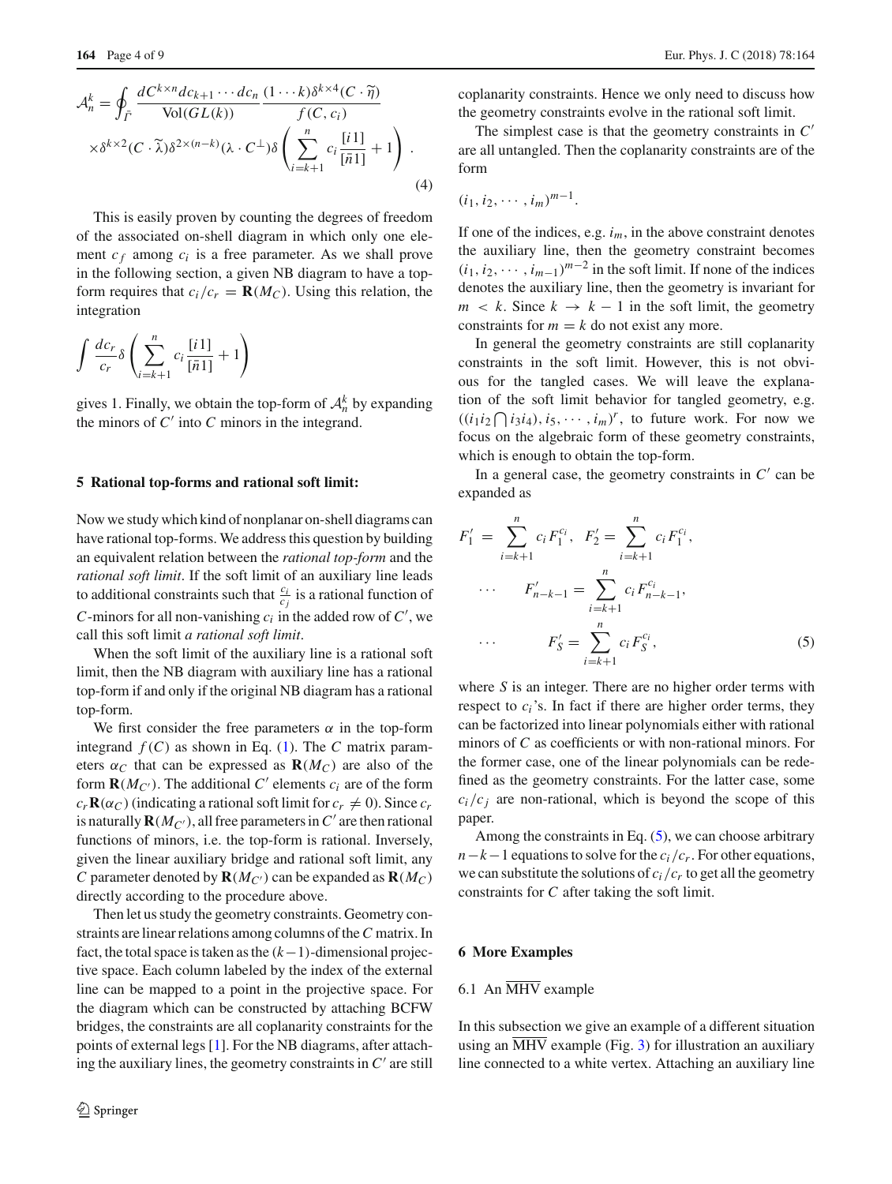$$
\mathcal{A}_n^k = \oint_{\bar{\Gamma}} \frac{dC^{k\times n} dc_{k+1}\cdots dc_n}{\mathrm{Vol}(GL(k))} \frac{(1\cdots k)\delta^{k\times 4}(C\cdot \widetilde{\eta})}{f(C,c_i)} \times \delta^{k\times 2}(C\cdot \widetilde{\lambda})\delta^{2\times(n-k)}(\lambda\cdot C^{\perp})\delta\left(\sum_{i=k+1}^{n} c_i \frac{[i1]}{[\bar{n}1]}+1\right). \tag{4}
$$

This is easily proven by counting the degrees of freedom of the associated on-shell diagram in which only one element $c_f$ among $c_i$ is a free parameter. As we shall prove in the following section, a given NB diagram to have a top-form requires that $c_i/c_r = \mathbf{R}(M_C)$. Using this relation, the integration

$$
\int \frac{dc_r}{c_r}\delta\left(\sum_{i=k+1}^{n} c_i \frac{[i1]}{[\bar{n}1]}+1\right)
$$

gives 1. Finally, we obtain the top-form of $\mathcal{A}_n^k$ by expanding the minors of $C'$ into $C$ minors in the integrand.

## 5 Rational top-forms and rational soft limit:

Now we study which kind of nonplanar on-shell diagrams can have rational top-forms. We address this question by building an equivalent relation between the *rational top-form* and the *rational soft limit*. If the soft limit of an auxiliary line leads to additional constraints such that $\frac{c_i}{c_j}$ is a rational function of $C$-minors for all non-vanishing $c_i$ in the added row of $C'$, we call this soft limit *a rational soft limit*.

When the soft limit of the auxiliary line is a rational soft limit, then the NB diagram with auxiliary line has a rational top-form if and only if the original NB diagram has a rational top-form.

We first consider the free parameters $\alpha$ in the top-form integrand $f(C)$ as shown in Eq. (1). The $C$ matrix parameters $\alpha_C$ that can be expressed as $\mathbf{R}(M_C)$ are also of the form $\mathbf{R}(M_{C'})$. The additional $C'$ elements $c_i$ are of the form $c_r\mathbf{R}(\alpha_C)$ (indicating a rational soft limit for $c_r \neq 0$). Since $c_r$ is naturally $\mathbf{R}(M_{C'})$, all free parameters in $C'$ are then rational functions of minors, i.e. the top-form is rational. Inversely, given the linear auxiliary bridge and rational soft limit, any $C$ parameter denoted by $\mathbf{R}(M_{C'})$ can be expanded as $\mathbf{R}(M_C)$ directly according to the procedure above.

Then let us study the geometry constraints. Geometry constraints are linear relations among columns of the $C$ matrix. In fact, the total space is taken as the $(k-1)$-dimensional projective space. Each column labeled by the index of the external line can be mapped to a point in the projective space. For the diagram which can be constructed by attaching BCFW bridges, the constraints are all coplanarity constraints for the points of external legs [1]. For the NB diagrams, after attaching the auxiliary lines, the geometry constraints in $C'$ are still coplanarity constraints. Hence we only need to discuss how the geometry constraints evolve in the rational soft limit.

The simplest case is that the geometry constraints in $C'$ are all untangled. Then the coplanarity constraints are of the form

$$
(i_1, i_2, \cdots, i_m)^{m-1}.
$$

If one of the indices, e.g. $i_m$, in the above constraint denotes the auxiliary line, then the geometry constraint becomes $(i_1, i_2, \cdots, i_{m-1})^{m-2}$ in the soft limit. If none of the indices denotes the auxiliary line, then the geometry is invariant for $m < k$. Since $k \to k-1$ in the soft limit, the geometry constraints for $m = k$ do not exist any more.

In general the geometry constraints are still coplanarity constraints in the soft limit. However, this is not obvious for the tangled cases. We will leave the explanation of the soft limit behavior for tangled geometry, e.g. $((i_1 i_2 \bigcap i_3 i_4), i_5, \cdots, i_m)^r$, to future work. For now we focus on the algebraic form of these geometry constraints, which is enough to obtain the top-form.

In a general case, the geometry constraints in $C'$ can be expanded as

$$
\begin{aligned}
F_1' &= \sum_{i=k+1}^{n} c_i F_1^{c_i}, \quad F_2' = \sum_{i=k+1}^{n} c_i F_1^{c_i}, \\
\cdots \quad F_{n-k-1}' &= \sum_{i=k+1}^{n} c_i F_{n-k-1}^{c_i}, \\
\cdots \quad F_S' &= \sum_{i=k+1}^{n} c_i F_S^{c_i},
\end{aligned} \tag{5}
$$

where $S$ is an integer. There are no higher order terms with respect to $c_i$'s. In fact if there are higher order terms, they can be factorized into linear polynomials either with rational minors of $C$ as coefficients or with non-rational minors. For the former case, one of the linear polynomials can be redefined as the geometry constraints. For the latter case, some $c_i/c_j$ are non-rational, which is beyond the scope of this paper.

Among the constraints in Eq. (5), we can choose arbitrary $n-k-1$ equations to solve for the $c_i/c_r$. For other equations, we can substitute the solutions of $c_i/c_r$ to get all the geometry constraints for $C$ after taking the soft limit.

## 6 More Examples

### 6.1 An $\overline{\mathrm{MHV}}$ example

In this subsection we give an example of a different situation using an $\overline{\mathrm{MHV}}$ example (Fig. 3) for illustration an auxiliary line connected to a white vertex. Attaching an auxiliary line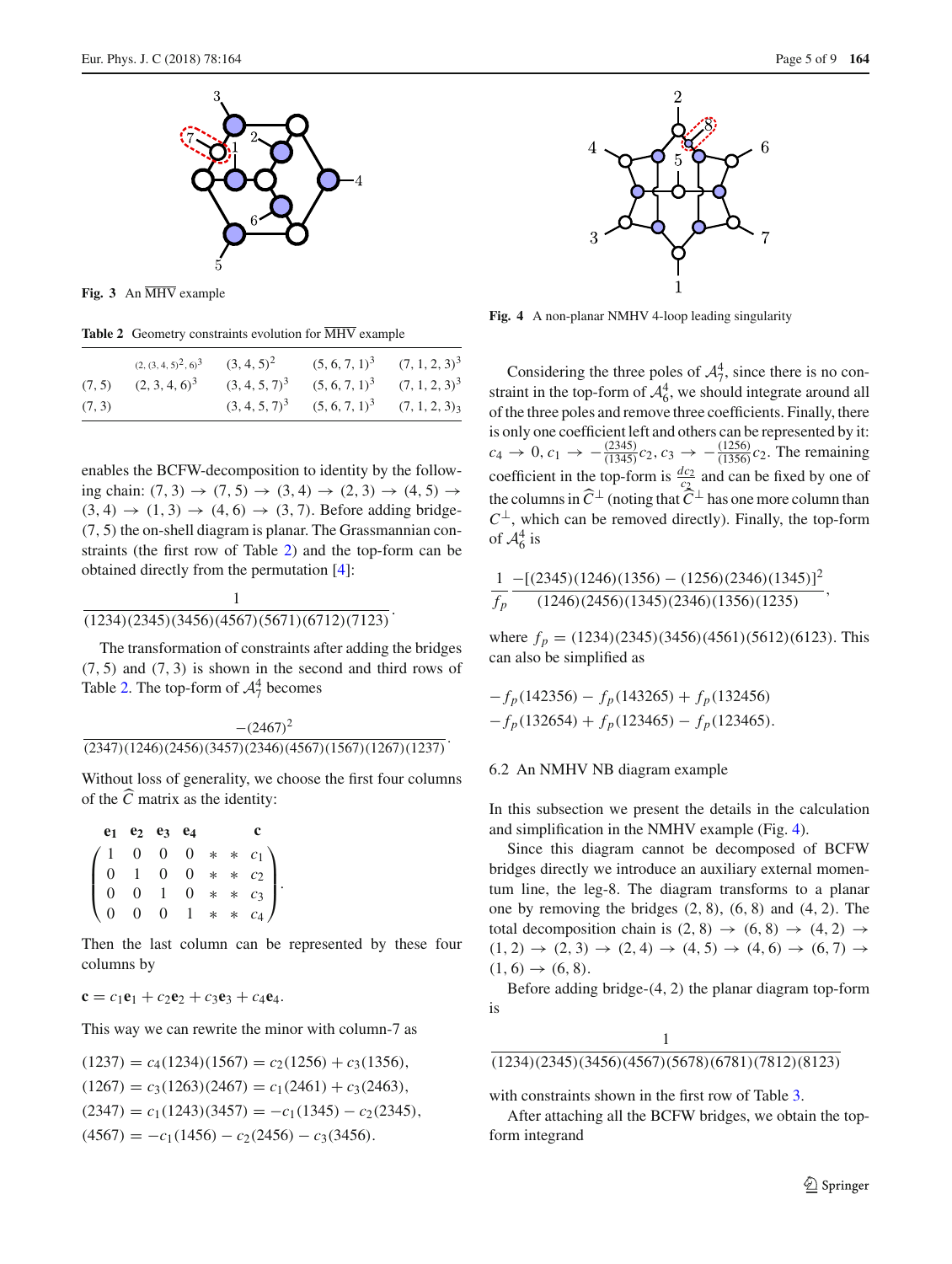Fig. 3 An $\overline{\text{MHV}}$ example

Table 2 Geometry constraints evolution for $\overline{\text{MHV}}$ example

| | | | | |
|---|---|---|---|---|
| | $(2,(3,4,5)^2,6)^3$ | $(3,4,5)^2$ | $(5,6,7,1)^3$ | $(7,1,2,3)^3$ |
| (7, 5) | $(2,3,4,6)^3$ | $(3,4,5,7)^3$ | $(5,6,7,1)^3$ | $(7,1,2,3)^3$ |
| (7, 3) | | $(3,4,5,7)^3$ | $(5,6,7,1)^3$ | $(7,1,2,3)_3$ |

enables the BCFW-decomposition to identity by the following chain: $(7,3)\to(7,5)\to(3,4)\to(2,3)\to(4,5)\to(3,4)\to(1,3)\to(4,6)\to(3,7)$. Before adding bridge-(7, 5) the on-shell diagram is planar. The Grassmannian constraints (the first row of Table 2) and the top-form can be obtained directly from the permutation [4]:

$$\frac{1}{(1234)(2345)(3456)(4567)(5671)(6712)(7123)}.$$

The transformation of constraints after adding the bridges (7, 5) and (7, 3) is shown in the second and third rows of Table 2. The top-form of $\mathcal{A}_7^4$ becomes

$$\frac{-(2467)^2}{(2347)(1246)(2456)(3457)(2346)(4567)(1567)(1267)(1237)}.$$

Without loss of generality, we choose the first four columns of the $\widehat{C}$ matrix as the identity:

$$\begin{array}{c} \begin{matrix} \mathbf{e_1} & \mathbf{e_2} & \mathbf{e_3} & \mathbf{e_4} & & & \mathbf{c} \end{matrix} \\ \begin{pmatrix} 1 & 0 & 0 & 0 & * & * & c_1 \\ 0 & 1 & 0 & 0 & * & * & c_2 \\ 0 & 0 & 1 & 0 & * & * & c_3 \\ 0 & 0 & 0 & 1 & * & * & c_4 \end{pmatrix} \end{array}.$$

Then the last column can be represented by these four columns by

$$\mathbf{c} = c_1\mathbf{e}_1 + c_2\mathbf{e}_2 + c_3\mathbf{e}_3 + c_4\mathbf{e}_4.$$

This way we can rewrite the minor with column-7 as

$$\begin{aligned}
(1237) &= c_4(1234)(1567) = c_2(1256) + c_3(1356),\\
(1267) &= c_3(1263)(2467) = c_1(2461) + c_3(2463),\\
(2347) &= c_1(1243)(3457) = -c_1(1345) - c_2(2345),\\
(4567) &= -c_1(1456) - c_2(2456) - c_3(3456).
\end{aligned}$$

Fig. 4 A non-planar NMHV 4-loop leading singularity

Considering the three poles of $\mathcal{A}_7^4$, since there is no constraint in the top-form of $\mathcal{A}_6^4$, we should integrate around all of the three poles and remove three coefficients. Finally, there is only one coefficient left and others can be represented by it: $c_4 \to 0$, $c_1 \to -\frac{(2345)}{(1345)}c_2$, $c_3 \to -\frac{(1256)}{(1356)}c_2$. The remaining coefficient in the top-form is $\frac{dc_2}{c_2}$ and can be fixed by one of the columns in $\widehat{C}^\perp$ (noting that $\widehat{C}^\perp$ has one more column than $C^\perp$, which can be removed directly). Finally, the top-form of $\mathcal{A}_6^4$ is

$$\frac{1}{f_p}\frac{-[(2345)(1246)(1356)-(1256)(2346)(1345)]^2}{(1246)(2456)(1345)(2346)(1356)(1235)},$$

where $f_p = (1234)(2345)(3456)(4561)(5612)(6123)$. This can also be simplified as

$$\begin{aligned}
&-f_p(142356) - f_p(143265) + f_p(132456)\\
&-f_p(132654) + f_p(123465) - f_p(123465).
\end{aligned}$$

### 6.2 An NMHV NB diagram example

In this subsection we present the details in the calculation and simplification in the NMHV example (Fig. 4).

Since this diagram cannot be decomposed of BCFW bridges directly we introduce an auxiliary external momentum line, the leg-8. The diagram transforms to a planar one by removing the bridges (2, 8), (6, 8) and (4, 2). The total decomposition chain is $(2,8)\to(6,8)\to(4,2)\to(1,2)\to(2,3)\to(2,4)\to(4,5)\to(4,6)\to(6,7)\to(1,6)\to(6,8)$.

Before adding bridge-(4, 2) the planar diagram top-form is

$$\frac{1}{(1234)(2345)(3456)(4567)(5678)(6781)(7812)(8123)}$$

with constraints shown in the first row of Table 3.

After attaching all the BCFW bridges, we obtain the top-form integrand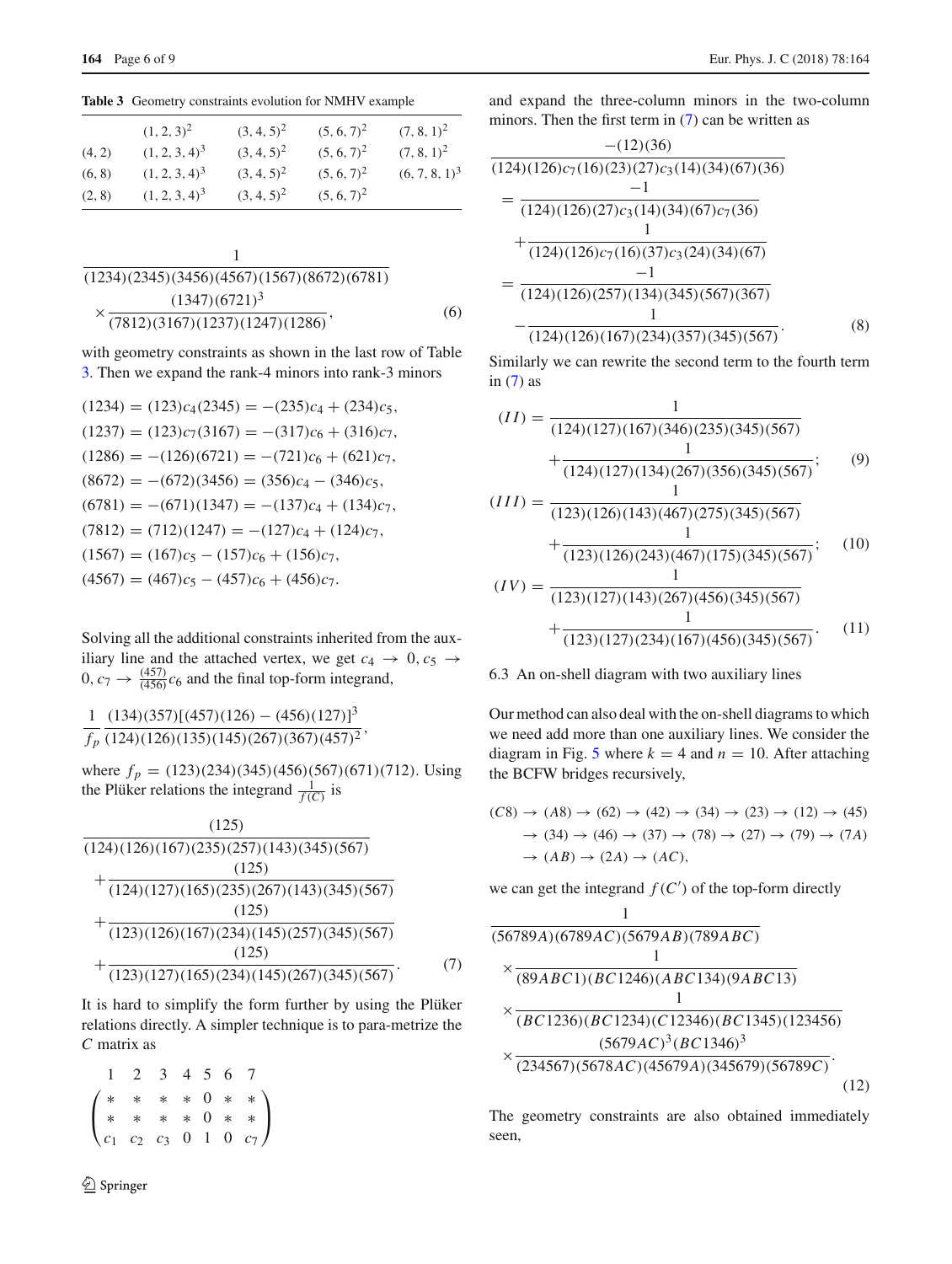**Table 3** Geometry constraints evolution for NMHV example

| | | | | |
|---|---|---|---|---|
| | $(1,2,3)^2$ | $(3,4,5)^2$ | $(5,6,7)^2$ | $(7,8,1)^2$ |
| (4, 2) | $(1,2,3,4)^3$ | $(3,4,5)^2$ | $(5,6,7)^2$ | $(7,8,1)^2$ |
| (6, 8) | $(1,2,3,4)^3$ | $(3,4,5)^2$ | $(5,6,7)^2$ | $(6,7,8,1)^3$ |
| (2, 8) | $(1,2,3,4)^3$ | $(3,4,5)^2$ | $(5,6,7)^2$ | |

$$\frac{1}{(1234)(2345)(3456)(4567)(1567)(8672)(6781)} \times \frac{(1347)(6721)^3}{(7812)(3167)(1237)(1247)(1286)}, \tag{6}$$

with geometry constraints as shown in the last row of Table 3. Then we expand the rank-4 minors into rank-3 minors

$$\begin{aligned}
(1234) &= (123)c_4(2345) = -(235)c_4 + (234)c_5,\\
(1237) &= (123)c_7(3167) = -(317)c_6 + (316)c_7,\\
(1286) &= -(126)(6721) = -(721)c_6 + (621)c_7,\\
(8672) &= -(672)(3456) = (356)c_4 - (346)c_5,\\
(6781) &= -(671)(1347) = -(137)c_4 + (134)c_7,\\
(7812) &= (712)(1247) = -(127)c_4 + (124)c_7,\\
(1567) &= (167)c_5 - (157)c_6 + (156)c_7,\\
(4567) &= (467)c_5 - (457)c_6 + (456)c_7.
\end{aligned}$$

Solving all the additional constraints inherited from the auxiliary line and the attached vertex, we get $c_4 \to 0, c_5 \to 0, c_7 \to \frac{(457)}{(456)}c_6$ and the final top-form integrand,

$$\frac{1}{f_p}\frac{(134)(357)[(457)(126)-(456)(127)]^3}{(124)(126)(135)(145)(267)(367)(457)^2},$$

where $f_p = (123)(234)(345)(456)(567)(671)(712)$. Using the Plüker relations the integrand $\frac{1}{f(C)}$ is

$$\begin{aligned}
&\frac{(125)}{(124)(126)(167)(235)(257)(143)(345)(567)}\\
&+\frac{(125)}{(124)(127)(165)(235)(267)(143)(345)(567)}\\
&+\frac{(125)}{(123)(126)(167)(234)(145)(257)(345)(567)}\\
&+\frac{(125)}{(123)(127)(165)(234)(145)(267)(345)(567)}.
\end{aligned} \tag{7}$$

It is hard to simplify the form further by using the Plüker relations directly. A simpler technique is to para-metrize the $C$ matrix as

$$\begin{array}{ccccccc} 1 & 2 & 3 & 4 & 5 & 6 & 7 \end{array}$$
$$\begin{pmatrix} * & * & * & * & 0 & * & * \\ * & * & * & * & 0 & * & * \\ c_1 & c_2 & c_3 & 0 & 1 & 0 & c_7 \end{pmatrix}$$

and expand the three-column minors in the two-column minors. Then the first term in (7) can be written as

$$\begin{aligned}
&\frac{-(12)(36)}{(124)(126)c_7(16)(23)(27)c_3(14)(34)(67)(36)}\\
&= \frac{-1}{(124)(126)(27)c_3(14)(34)(67)c_7(36)}\\
&\quad+\frac{1}{(124)(126)c_7(16)(37)c_3(24)(34)(67)}\\
&= \frac{-1}{(124)(126)(257)(134)(345)(567)(367)}\\
&\quad-\frac{1}{(124)(126)(167)(234)(357)(345)(567)}.
\end{aligned} \tag{8}$$

Similarly we can rewrite the second term to the fourth term in (7) as

$$\begin{aligned}
(II) &= \frac{1}{(124)(127)(167)(346)(235)(345)(567)}\\
&\quad+\frac{1}{(124)(127)(134)(267)(356)(345)(567)}; \qquad (9)\\
(III) &= \frac{1}{(123)(126)(143)(467)(275)(345)(567)}\\
&\quad+\frac{1}{(123)(126)(243)(467)(175)(345)(567)}; \qquad (10)\\
(IV) &= \frac{1}{(123)(127)(143)(267)(456)(345)(567)}\\
&\quad+\frac{1}{(123)(127)(234)(167)(456)(345)(567)}. \qquad (11)
\end{aligned}$$

### 6.3 An on-shell diagram with two auxiliary lines

Our method can also deal with the on-shell diagrams to which we need add more than one auxiliary lines. We consider the diagram in Fig. 5 where $k=4$ and $n=10$. After attaching the BCFW bridges recursively,

$$\begin{aligned}
&(C8) \to (A8) \to (62) \to (42) \to (34) \to (23) \to (12) \to (45)\\
&\to (34) \to (46) \to (37) \to (78) \to (27) \to (79) \to (7A)\\
&\to (AB) \to (2A) \to (AC),
\end{aligned}$$

we can get the integrand $f(C')$ of the top-form directly

$$\begin{aligned}
&\frac{1}{(56789A)(6789AC)(5679AB)(789ABC)}\\
&\times\frac{1}{(89ABC1)(BC1246)(ABC134)(9ABC13)}\\
&\times\frac{1}{(BC1236)(BC1234)(C12346)(BC1345)(123456)}\\
&\times\frac{(5679AC)^3(BC1346)^3}{(234567)(5678AC)(45679A)(345679)(56789C)}.
\end{aligned} \tag{12}$$

The geometry constraints are also obtained immediately seen,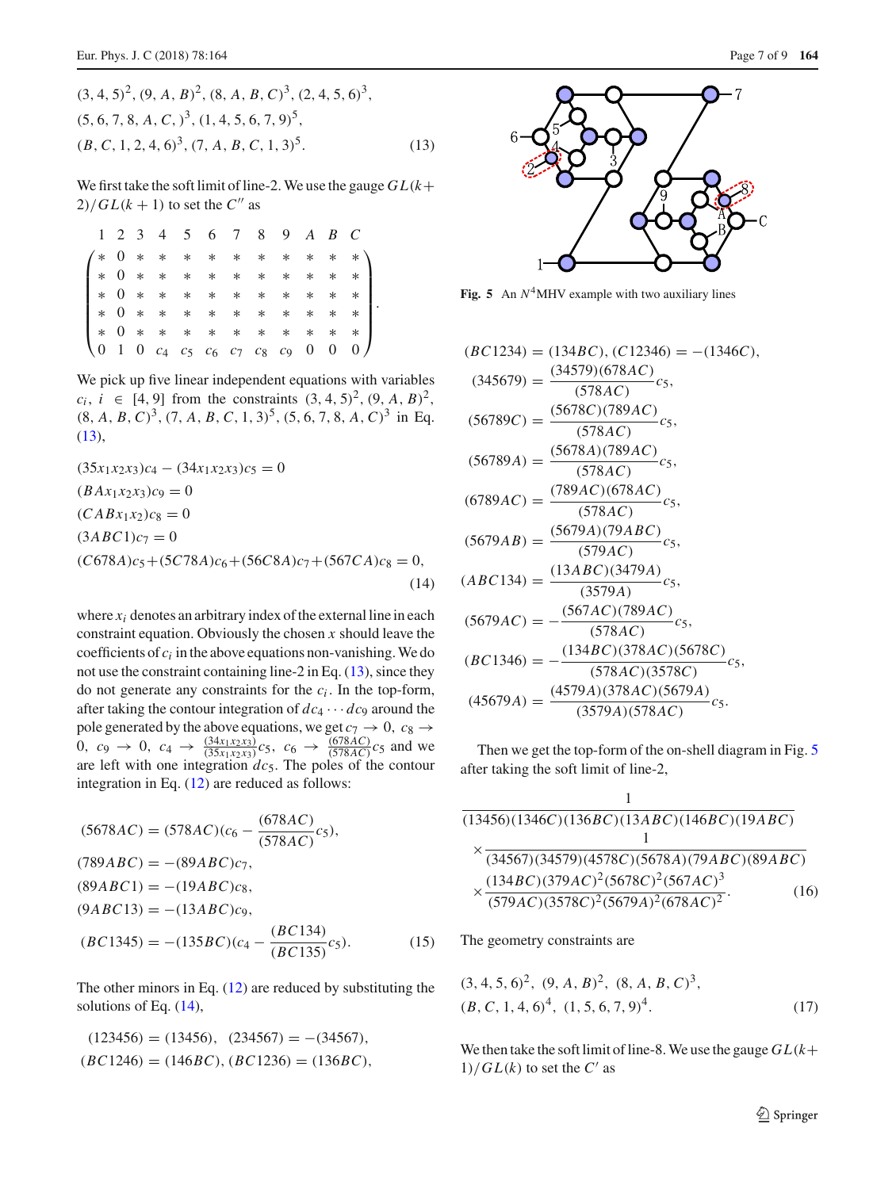$$(3,4,5)^2,\ (9,A,B)^2,\ (8,A,B,C)^3,\ (2,4,5,6)^3,$$
$$(5,6,7,8,A,C,)^3,\ (1,4,5,6,7,9)^5,$$
$$(B,C,1,2,4,6)^3,\ (7,A,B,C,1,3)^5. \tag{13}$$

We first take the soft limit of line-2. We use the gauge $GL(k+2)/GL(k+1)$ to set the $C''$ as

$$\begin{array}{cccccccccccc} 1 & 2 & 3 & 4 & 5 & 6 & 7 & 8 & 9 & A & B & C \end{array}$$
$$\begin{pmatrix} * & 0 & * & * & * & * & * & * & * & * & * & * \\ * & 0 & * & * & * & * & * & * & * & * & * & * \\ * & 0 & * & * & * & * & * & * & * & * & * & * \\ * & 0 & * & * & * & * & * & * & * & * & * & * \\ * & 0 & * & * & * & * & * & * & * & * & * & * \\ 0 & 1 & 0 & c_4 & c_5 & c_6 & c_7 & c_8 & c_9 & 0 & 0 & 0 \end{pmatrix}.$$

We pick up five linear independent equations with variables $c_i$, $i \in [4,9]$ from the constraints $(3,4,5)^2$, $(9,A,B)^2$, $(8,A,B,C)^3$, $(7,A,B,C,1,3)^5$, $(5,6,7,8,A,C)^3$ in Eq. (13),

$$\begin{aligned}
&(35x_1x_2x_3)c_4 - (34x_1x_2x_3)c_5 = 0\\
&(BAx_1x_2x_3)c_9 = 0\\
&(CABx_1x_2)c_8 = 0\\
&(3ABC1)c_7 = 0\\
&(C678A)c_5 + (5C78A)c_6 + (56C8A)c_7 + (567CA)c_8 = 0,
\end{aligned} \tag{14}$$

where $x_i$ denotes an arbitrary index of the external line in each constraint equation. Obviously the chosen $x$ should leave the coefficients of $c_i$ in the above equations non-vanishing. We do not use the constraint containing line-2 in Eq. (13), since they do not generate any constraints for the $c_i$. In the top-form, after taking the contour integration of $dc_4 \cdots dc_9$ around the pole generated by the above equations, we get $c_7 \to 0$, $c_8 \to 0$, $c_9 \to 0$, $c_4 \to \frac{(34x_1x_2x_3)}{(35x_1x_2x_3)}c_5$, $c_6 \to \frac{(678AC)}{(578AC)}c_5$ and we are left with one integration $dc_5$. The poles of the contour integration in Eq. (12) are reduced as follows:

$$\begin{aligned}
&(5678AC) = (578AC)\left(c_6 - \frac{(678AC)}{(578AC)}c_5\right),\\
&(789ABC) = -(89ABC)c_7,\\
&(89ABC1) = -(19ABC)c_8,\\
&(9ABC13) = -(13ABC)c_9,\\
&(BC1345) = -(135BC)\left(c_4 - \frac{(BC134)}{(BC135)}c_5\right).
\end{aligned} \tag{15}$$

The other minors in Eq. (12) are reduced by substituting the solutions of Eq. (14),

$$\begin{aligned}
&(123456) = (13456), \quad (234567) = -(34567),\\
&(BC1246) = (146BC), (BC1236) = (136BC),
\end{aligned}$$

Fig. 5 An $N^4$MHV example with two auxiliary lines

$$\begin{aligned}
&(BC1234) = (134BC), (C12346) = -(1346C),\\
&(345679) = \frac{(34579)(678AC)}{(578AC)}c_5,\\
&(56789C) = \frac{(5678C)(789AC)}{(578AC)}c_5,\\
&(56789A) = \frac{(5678A)(789AC)}{(578AC)}c_5,\\
&(6789AC) = \frac{(789AC)(678AC)}{(578AC)}c_5,\\
&(5679AB) = \frac{(5679A)(79ABC)}{(579AC)}c_5,\\
&(ABC134) = \frac{(13ABC)(3479A)}{(3579A)}c_5,\\
&(5679AC) = -\frac{(567AC)(789AC)}{(578AC)}c_5,\\
&(BC1346) = -\frac{(134BC)(378AC)(5678C)}{(578AC)(3578C)}c_5,\\
&(45679A) = \frac{(4579A)(378AC)(5679A)}{(3579A)(578AC)}c_5.
\end{aligned}$$

Then we get the top-form of the on-shell diagram in Fig. 5 after taking the soft limit of line-2,

$$\begin{aligned}
&\frac{1}{(13456)(1346C)(136BC)(13ABC)(146BC)(19ABC)}\\
&\times \frac{1}{(34567)(34579)(4578C)(5678A)(79ABC)(89ABC)}\\
&\times \frac{(134BC)(379AC)^2(5678C)^2(567AC)^3}{(579AC)(3578C)^2(5679A)^2(678AC)^2}.
\end{aligned} \tag{16}$$

The geometry constraints are

$$\begin{aligned}
&(3,4,5,6)^2,\ (9,A,B)^2,\ (8,A,B,C)^3,\\
&(B,C,1,4,6)^4,\ (1,5,6,7,9)^4.
\end{aligned} \tag{17}$$

We then take the soft limit of line-8. We use the gauge $GL(k+1)/GL(k)$ to set the $C'$ as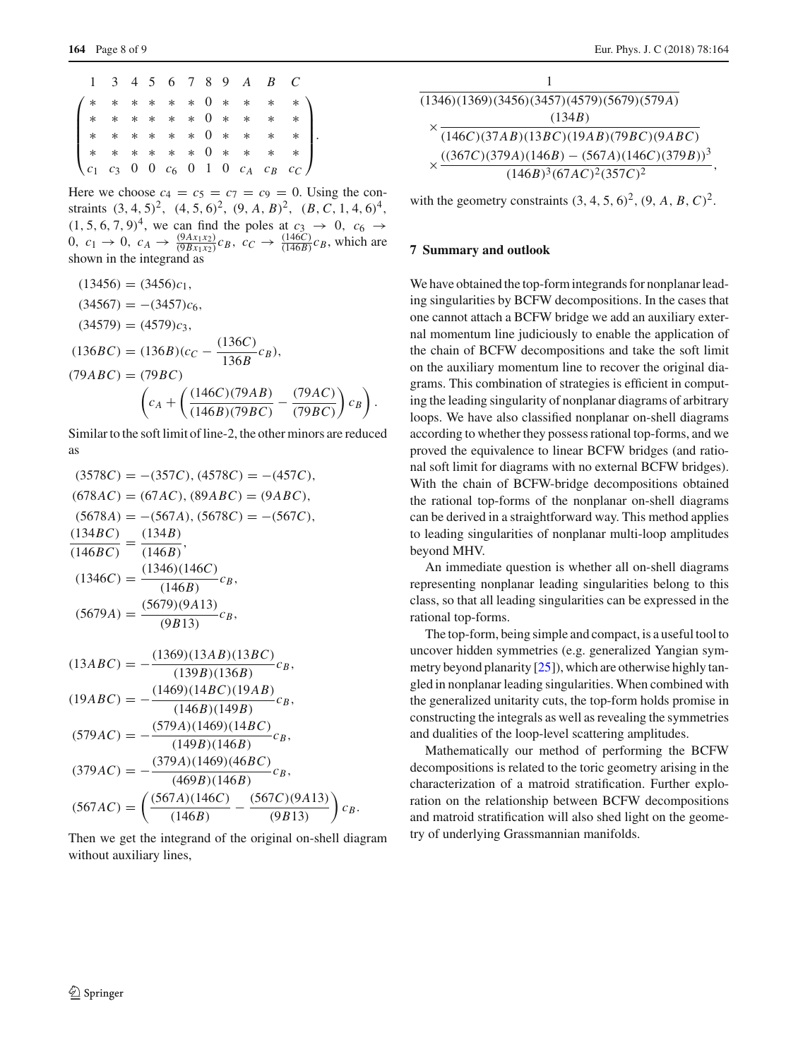$$
\begin{pmatrix}
1 & 3 & 4 & 5 & 6 & 7 & 8 & 9 & A & B & C \\
* & * & * & * & * & * & 0 & * & * & * & * \\
* & * & * & * & * & * & 0 & * & * & * & * \\
* & * & * & * & * & * & 0 & * & * & * & * \\
* & * & * & * & * & * & 0 & * & * & * & * \\
c_1 & c_3 & 0 & 0 & c_6 & 0 & 1 & 0 & c_A & c_B & c_C
\end{pmatrix}.
$$

Here we choose $c_4 = c_5 = c_7 = c_9 = 0$. Using the constraints $(3,4,5)^2$, $(4,5,6)^2$, $(9,A,B)^2$, $(B,C,1,4,6)^4$, $(1,5,6,7,9)^4$, we can find the poles at $c_3 \to 0$, $c_6 \to 0$, $c_1 \to 0$, $c_A \to \frac{(9Ax_1x_2)}{(9Bx_1x_2)}c_B$, $c_C \to \frac{(146C)}{(146B)}c_B$, which are shown in the integrand as

$$
\begin{aligned}
(13456) &= (3456)c_1,\\
(34567) &= -(3457)c_6,\\
(34579) &= (4579)c_3,\\
(136BC) &= (136B)(c_C - \frac{(136C)}{136B}c_B),\\
(79ABC) &= (79BC)\\
&\quad \left(c_A + \left(\frac{(146C)(79AB)}{(146B)(79BC)} - \frac{(79AC)}{(79BC)}\right)c_B\right).
\end{aligned}
$$

Similar to the soft limit of line-2, the other minors are reduced as

$$
\begin{aligned}
&(3578C) = -(357C), (4578C) = -(457C),\\
&(678AC) = (67AC), (89ABC) = (9ABC),\\
&(5678A) = -(567A), (5678C) = -(567C),\\
&\frac{(134BC)}{(146BC)} = \frac{(134B)}{(146B)},\\
&(1346C) = \frac{(1346)(146C)}{(146B)}c_B,\\
&(5679A) = \frac{(5679)(9A13)}{(9B13)}c_B,
\end{aligned}
$$

$$
\begin{aligned}
(13ABC) &= -\frac{(1369)(13AB)(13BC)}{(139B)(136B)}c_B,\\
(19ABC) &= -\frac{(1469)(14BC)(19AB)}{(146B)(149B)}c_B,\\
(579AC) &= -\frac{(579A)(1469)(14BC)}{(149B)(146B)}c_B,\\
(379AC) &= -\frac{(379A)(1469)(46BC)}{(469B)(146B)}c_B,\\
(567AC) &= \left(\frac{(567A)(146C)}{(146B)} - \frac{(567C)(9A13)}{(9B13)}\right)c_B.
\end{aligned}
$$

Then we get the integrand of the original on-shell diagram without auxiliary lines,

$$
\begin{aligned}
&\frac{1}{(1346)(1369)(3456)(3457)(4579)(5679)(579A)}\\
&\times\frac{(134B)}{(146C)(37AB)(13BC)(19AB)(79BC)(9ABC)}\\
&\times\frac{((367C)(379A)(146B) - (567A)(146C)(379B))^3}{(146B)^3(67AC)^2(357C)^2},
\end{aligned}
$$

with the geometry constraints $(3,4,5,6)^2$, $(9,A,B,C)^2$.

## 7 Summary and outlook

We have obtained the top-form integrands for nonplanar leading singularities by BCFW decompositions. In the cases that one cannot attach a BCFW bridge we add an auxiliary external momentum line judiciously to enable the application of the chain of BCFW decompositions and take the soft limit on the auxiliary momentum line to recover the original diagrams. This combination of strategies is efficient in computing the leading singularity of nonplanar diagrams of arbitrary loops. We have also classified nonplanar on-shell diagrams according to whether they possess rational top-forms, and we proved the equivalence to linear BCFW bridges (and rational soft limit for diagrams with no external BCFW bridges). With the chain of BCFW-bridge decompositions obtained the rational top-forms of the nonplanar on-shell diagrams can be derived in a straightforward way. This method applies to leading singularities of nonplanar multi-loop amplitudes beyond MHV.

An immediate question is whether all on-shell diagrams representing nonplanar leading singularities belong to this class, so that all leading singularities can be expressed in the rational top-forms.

The top-form, being simple and compact, is a useful tool to uncover hidden symmetries (e.g. generalized Yangian symmetry beyond planarity [25]), which are otherwise highly tangled in nonplanar leading singularities. When combined with the generalized unitarity cuts, the top-form holds promise in constructing the integrals as well as revealing the symmetries and dualities of the loop-level scattering amplitudes.

Mathematically our method of performing the BCFW decompositions is related to the toric geometry arising in the characterization of a matroid stratification. Further exploration on the relationship between BCFW decompositions and matroid stratification will also shed light on the geometry of underlying Grassmannian manifolds.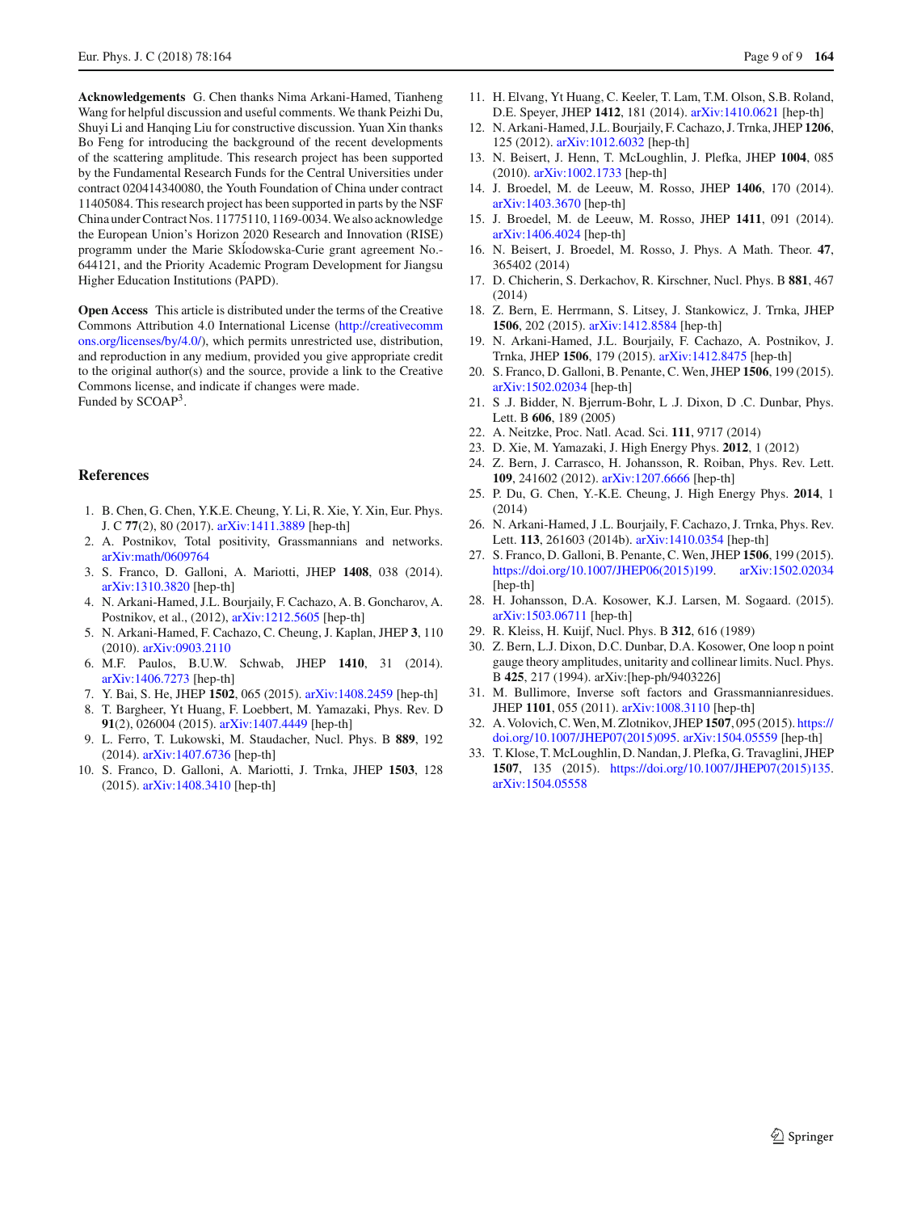**Acknowledgements** G. Chen thanks Nima Arkani-Hamed, Tianheng Wang for helpful discussion and useful comments. We thank Peizhi Du, Shuyi Li and Hanqing Liu for constructive discussion. Yuan Xin thanks Bo Feng for introducing the background of the recent developments of the scattering amplitude. This research project has been supported by the Fundamental Research Funds for the Central Universities under contract 020414340080, the Youth Foundation of China under contract 11405084. This research project has been supported in parts by the NSF China under Contract Nos. 11775110, 1169-0034. We also acknowledge the European Union's Horizon 2020 Research and Innovation (RISE) programm under the Marie SkĹodowska-Curie grant agreement No.-644121, and the Priority Academic Program Development for Jiangsu Higher Education Institutions (PAPD).

**Open Access** This article is distributed under the terms of the Creative Commons Attribution 4.0 International License (http://creativecommons.org/licenses/by/4.0/), which permits unrestricted use, distribution, and reproduction in any medium, provided you give appropriate credit to the original author(s) and the source, provide a link to the Creative Commons license, and indicate if changes were made.
Funded by SCOAP[3].

## References

1. B. Chen, G. Chen, Y.K.E. Cheung, Y. Li, R. Xie, Y. Xin, Eur. Phys. J. C **77**(2), 80 (2017). arXiv:1411.3889 [hep-th]
2. A. Postnikov, Total positivity, Grassmannians and networks. arXiv:math/0609764
3. S. Franco, D. Galloni, A. Mariotti, JHEP **1408**, 038 (2014). arXiv:1310.3820 [hep-th]
4. N. Arkani-Hamed, J.L. Bourjaily, F. Cachazo, A. B. Goncharov, A. Postnikov, et al., (2012), arXiv:1212.5605 [hep-th]
5. N. Arkani-Hamed, F. Cachazo, C. Cheung, J. Kaplan, JHEP **3**, 110 (2010). arXiv:0903.2110
6. M.F. Paulos, B.U.W. Schwab, JHEP **1410**, 31 (2014). arXiv:1406.7273 [hep-th]
7. Y. Bai, S. He, JHEP **1502**, 065 (2015). arXiv:1408.2459 [hep-th]
8. T. Bargheer, Yt Huang, F. Loebbert, M. Yamazaki, Phys. Rev. D **91**(2), 026004 (2015). arXiv:1407.4449 [hep-th]
9. L. Ferro, T. Lukowski, M. Staudacher, Nucl. Phys. B **889**, 192 (2014). arXiv:1407.6736 [hep-th]
10. S. Franco, D. Galloni, A. Mariotti, J. Trnka, JHEP **1503**, 128 (2015). arXiv:1408.3410 [hep-th]
11. H. Elvang, Yt Huang, C. Keeler, T. Lam, T.M. Olson, S.B. Roland, D.E. Speyer, JHEP **1412**, 181 (2014). arXiv:1410.0621 [hep-th]
12. N. Arkani-Hamed, J.L. Bourjaily, F. Cachazo, J. Trnka, JHEP **1206**, 125 (2012). arXiv:1012.6032 [hep-th]
13. N. Beisert, J. Henn, T. McLoughlin, J. Plefka, JHEP **1004**, 085 (2010). arXiv:1002.1733 [hep-th]
14. J. Broedel, M. de Leeuw, M. Rosso, JHEP **1406**, 170 (2014). arXiv:1403.3670 [hep-th]
15. J. Broedel, M. de Leeuw, M. Rosso, JHEP **1411**, 091 (2014). arXiv:1406.4024 [hep-th]
16. N. Beisert, J. Broedel, M. Rosso, J. Phys. A Math. Theor. **47**, 365402 (2014)
17. D. Chicherin, S. Derkachov, R. Kirschner, Nucl. Phys. B **881**, 467 (2014)
18. Z. Bern, E. Herrmann, S. Litsey, J. Stankowicz, J. Trnka, JHEP **1506**, 202 (2015). arXiv:1412.8584 [hep-th]
19. N. Arkani-Hamed, J.L. Bourjaily, F. Cachazo, A. Postnikov, J. Trnka, JHEP **1506**, 179 (2015). arXiv:1412.8475 [hep-th]
20. S. Franco, D. Galloni, B. Penante, C. Wen, JHEP **1506**, 199 (2015). arXiv:1502.02034 [hep-th]
21. S .J. Bidder, N. Bjerrum-Bohr, L .J. Dixon, D .C. Dunbar, Phys. Lett. B **606**, 189 (2005)
22. A. Neitzke, Proc. Natl. Acad. Sci. **111**, 9717 (2014)
23. D. Xie, M. Yamazaki, J. High Energy Phys. **2012**, 1 (2012)
24. Z. Bern, J. Carrasco, H. Johansson, R. Roiban, Phys. Rev. Lett. **109**, 241602 (2012). arXiv:1207.6666 [hep-th]
25. P. Du, G. Chen, Y.-K.E. Cheung, J. High Energy Phys. **2014**, 1 (2014)
26. N. Arkani-Hamed, J .L. Bourjaily, F. Cachazo, J. Trnka, Phys. Rev. Lett. **113**, 261603 (2014b). arXiv:1410.0354 [hep-th]
27. S. Franco, D. Galloni, B. Penante, C. Wen, JHEP **1506**, 199 (2015). https://doi.org/10.1007/JHEP06(2015)199. arXiv:1502.02034 [hep-th]
28. H. Johansson, D.A. Kosower, K.J. Larsen, M. Sogaard. (2015). arXiv:1503.06711 [hep-th]
29. R. Kleiss, H. Kuijf, Nucl. Phys. B **312**, 616 (1989)
30. Z. Bern, L.J. Dixon, D.C. Dunbar, D.A. Kosower, One loop n point gauge theory amplitudes, unitarity and collinear limits. Nucl. Phys. B **425**, 217 (1994). arXiv:[hep-ph/9403226]
31. M. Bullimore, Inverse soft factors and Grassmannianresidues. JHEP **1101**, 055 (2011). arXiv:1008.3110 [hep-th]
32. A. Volovich, C. Wen, M. Zlotnikov, JHEP **1507**, 095 (2015). https://doi.org/10.1007/JHEP07(2015)095. arXiv:1504.05559 [hep-th]
33. T. Klose, T. McLoughlin, D. Nandan, J. Plefka, G. Travaglini, JHEP **1507**, 135 (2015). https://doi.org/10.1007/JHEP07(2015)135. arXiv:1504.05558